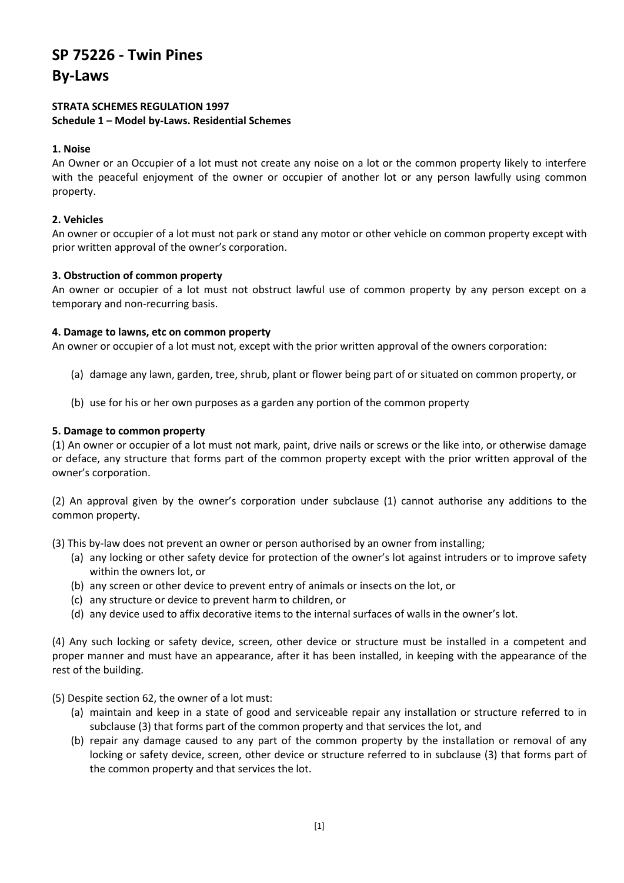# SP 75226 - Twin Pines

# By-Laws

**STRATA SCHEMES REGULATION 1997**
**Schedule 1 – Model by-Laws. Residential Schemes**

### 1. Noise

An Owner or an Occupier of a lot must not create any noise on a lot or the common property likely to interfere with the peaceful enjoyment of the owner or occupier of another lot or any person lawfully using common property.

### 2. Vehicles

An owner or occupier of a lot must not park or stand any motor or other vehicle on common property except with prior written approval of the owner's corporation.

### 3. Obstruction of common property

An owner or occupier of a lot must not obstruct lawful use of common property by any person except on a temporary and non-recurring basis.

### 4. Damage to lawns, etc on common property

An owner or occupier of a lot must not, except with the prior written approval of the owners corporation:

(a) damage any lawn, garden, tree, shrub, plant or flower being part of or situated on common property, or

(b) use for his or her own purposes as a garden any portion of the common property

### 5. Damage to common property

(1) An owner or occupier of a lot must not mark, paint, drive nails or screws or the like into, or otherwise damage or deface, any structure that forms part of the common property except with the prior written approval of the owner's corporation.

(2) An approval given by the owner's corporation under subclause (1) cannot authorise any additions to the common property.

(3) This by-law does not prevent an owner or person authorised by an owner from installing;

(a) any locking or other safety device for protection of the owner's lot against intruders or to improve safety within the owners lot, or
(b) any screen or other device to prevent entry of animals or insects on the lot, or
(c) any structure or device to prevent harm to children, or
(d) any device used to affix decorative items to the internal surfaces of walls in the owner's lot.

(4) Any such locking or safety device, screen, other device or structure must be installed in a competent and proper manner and must have an appearance, after it has been installed, in keeping with the appearance of the rest of the building.

(5) Despite section 62, the owner of a lot must:

(a) maintain and keep in a state of good and serviceable repair any installation or structure referred to in subclause (3) that forms part of the common property and that services the lot, and
(b) repair any damage caused to any part of the common property by the installation or removal of any locking or safety device, screen, other device or structure referred to in subclause (3) that forms part of the common property and that services the lot.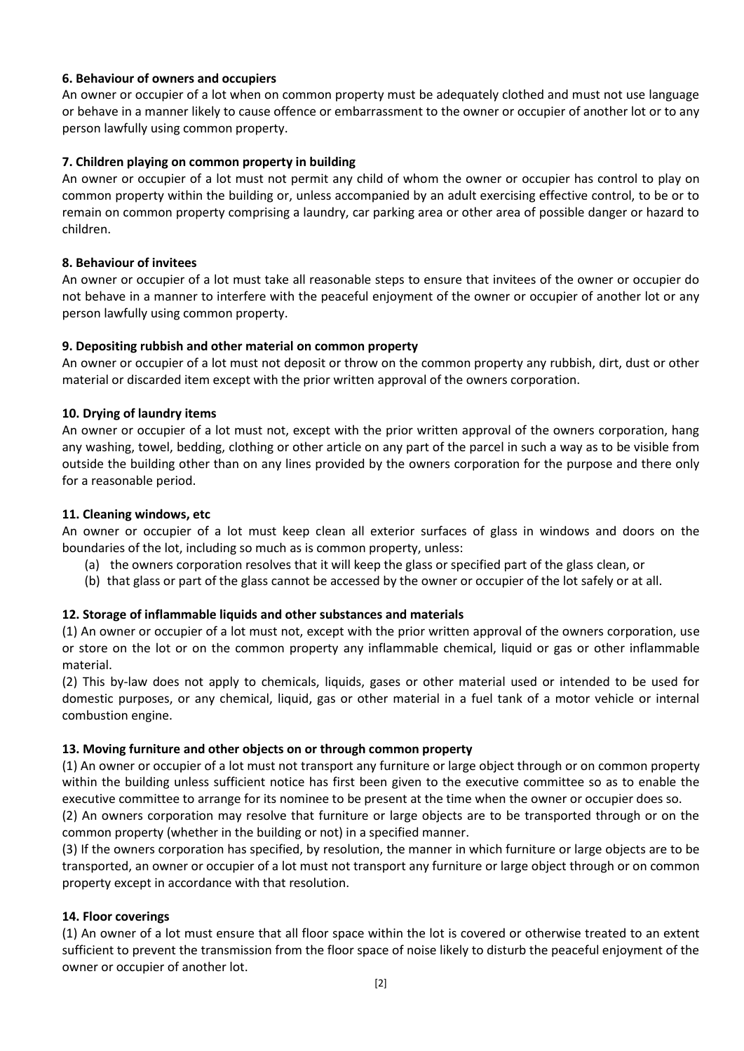**6. Behaviour of owners and occupiers**

An owner or occupier of a lot when on common property must be adequately clothed and must not use language or behave in a manner likely to cause offence or embarrassment to the owner or occupier of another lot or to any person lawfully using common property.

**7. Children playing on common property in building**

An owner or occupier of a lot must not permit any child of whom the owner or occupier has control to play on common property within the building or, unless accompanied by an adult exercising effective control, to be or to remain on common property comprising a laundry, car parking area or other area of possible danger or hazard to children.

**8. Behaviour of invitees**

An owner or occupier of a lot must take all reasonable steps to ensure that invitees of the owner or occupier do not behave in a manner to interfere with the peaceful enjoyment of the owner or occupier of another lot or any person lawfully using common property.

**9. Depositing rubbish and other material on common property**

An owner or occupier of a lot must not deposit or throw on the common property any rubbish, dirt, dust or other material or discarded item except with the prior written approval of the owners corporation.

**10. Drying of laundry items**

An owner or occupier of a lot must not, except with the prior written approval of the owners corporation, hang any washing, towel, bedding, clothing or other article on any part of the parcel in such a way as to be visible from outside the building other than on any lines provided by the owners corporation for the purpose and there only for a reasonable period.

**11. Cleaning windows, etc**

An owner or occupier of a lot must keep clean all exterior surfaces of glass in windows and doors on the boundaries of the lot, including so much as is common property, unless:

(a) the owners corporation resolves that it will keep the glass or specified part of the glass clean, or

(b) that glass or part of the glass cannot be accessed by the owner or occupier of the lot safely or at all.

**12. Storage of inflammable liquids and other substances and materials**

(1) An owner or occupier of a lot must not, except with the prior written approval of the owners corporation, use or store on the lot or on the common property any inflammable chemical, liquid or gas or other inflammable material.

(2) This by-law does not apply to chemicals, liquids, gases or other material used or intended to be used for domestic purposes, or any chemical, liquid, gas or other material in a fuel tank of a motor vehicle or internal combustion engine.

**13. Moving furniture and other objects on or through common property**

(1) An owner or occupier of a lot must not transport any furniture or large object through or on common property within the building unless sufficient notice has first been given to the executive committee so as to enable the executive committee to arrange for its nominee to be present at the time when the owner or occupier does so.

(2) An owners corporation may resolve that furniture or large objects are to be transported through or on the common property (whether in the building or not) in a specified manner.

(3) If the owners corporation has specified, by resolution, the manner in which furniture or large objects are to be transported, an owner or occupier of a lot must not transport any furniture or large object through or on common property except in accordance with that resolution.

**14. Floor coverings**

(1) An owner of a lot must ensure that all floor space within the lot is covered or otherwise treated to an extent sufficient to prevent the transmission from the floor space of noise likely to disturb the peaceful enjoyment of the owner or occupier of another lot.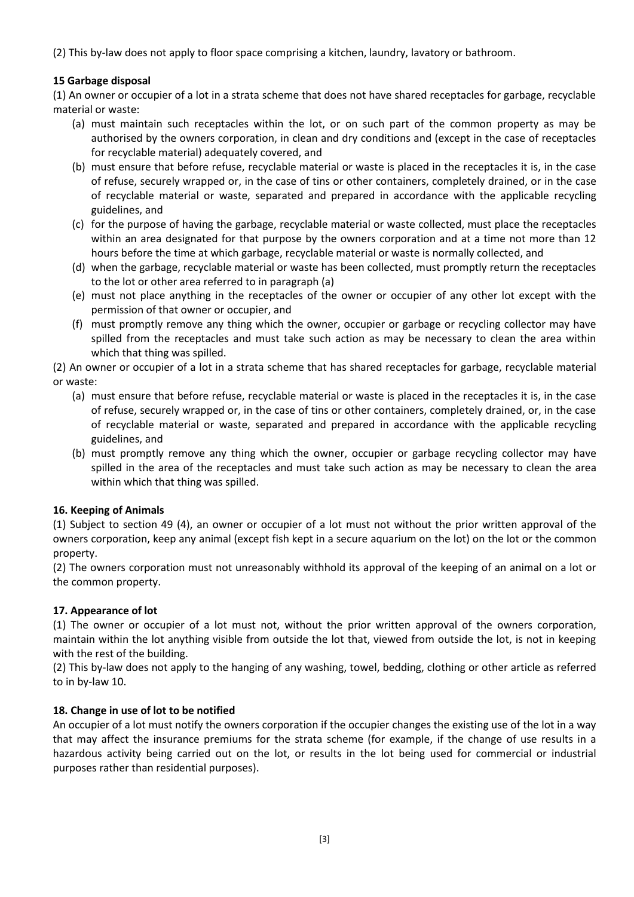(2) This by-law does not apply to floor space comprising a kitchen, laundry, lavatory or bathroom.

**15 Garbage disposal**

(1) An owner or occupier of a lot in a strata scheme that does not have shared receptacles for garbage, recyclable material or waste:

(a) must maintain such receptacles within the lot, or on such part of the common property as may be authorised by the owners corporation, in clean and dry conditions and (except in the case of receptacles for recyclable material) adequately covered, and

(b) must ensure that before refuse, recyclable material or waste is placed in the receptacles it is, in the case of refuse, securely wrapped or, in the case of tins or other containers, completely drained, or in the case of recyclable material or waste, separated and prepared in accordance with the applicable recycling guidelines, and

(c) for the purpose of having the garbage, recyclable material or waste collected, must place the receptacles within an area designated for that purpose by the owners corporation and at a time not more than 12 hours before the time at which garbage, recyclable material or waste is normally collected, and

(d) when the garbage, recyclable material or waste has been collected, must promptly return the receptacles to the lot or other area referred to in paragraph (a)

(e) must not place anything in the receptacles of the owner or occupier of any other lot except with the permission of that owner or occupier, and

(f) must promptly remove any thing which the owner, occupier or garbage or recycling collector may have spilled from the receptacles and must take such action as may be necessary to clean the area within which that thing was spilled.

(2) An owner or occupier of a lot in a strata scheme that has shared receptacles for garbage, recyclable material or waste:

(a) must ensure that before refuse, recyclable material or waste is placed in the receptacles it is, in the case of refuse, securely wrapped or, in the case of tins or other containers, completely drained, or, in the case of recyclable material or waste, separated and prepared in accordance with the applicable recycling guidelines, and

(b) must promptly remove any thing which the owner, occupier or garbage recycling collector may have spilled in the area of the receptacles and must take such action as may be necessary to clean the area within which that thing was spilled.

**16. Keeping of Animals**

(1) Subject to section 49 (4), an owner or occupier of a lot must not without the prior written approval of the owners corporation, keep any animal (except fish kept in a secure aquarium on the lot) on the lot or the common property.

(2) The owners corporation must not unreasonably withhold its approval of the keeping of an animal on a lot or the common property.

**17. Appearance of lot**

(1) The owner or occupier of a lot must not, without the prior written approval of the owners corporation, maintain within the lot anything visible from outside the lot that, viewed from outside the lot, is not in keeping with the rest of the building.

(2) This by-law does not apply to the hanging of any washing, towel, bedding, clothing or other article as referred to in by-law 10.

**18. Change in use of lot to be notified**

An occupier of a lot must notify the owners corporation if the occupier changes the existing use of the lot in a way that may affect the insurance premiums for the strata scheme (for example, if the change of use results in a hazardous activity being carried out on the lot, or results in the lot being used for commercial or industrial purposes rather than residential purposes).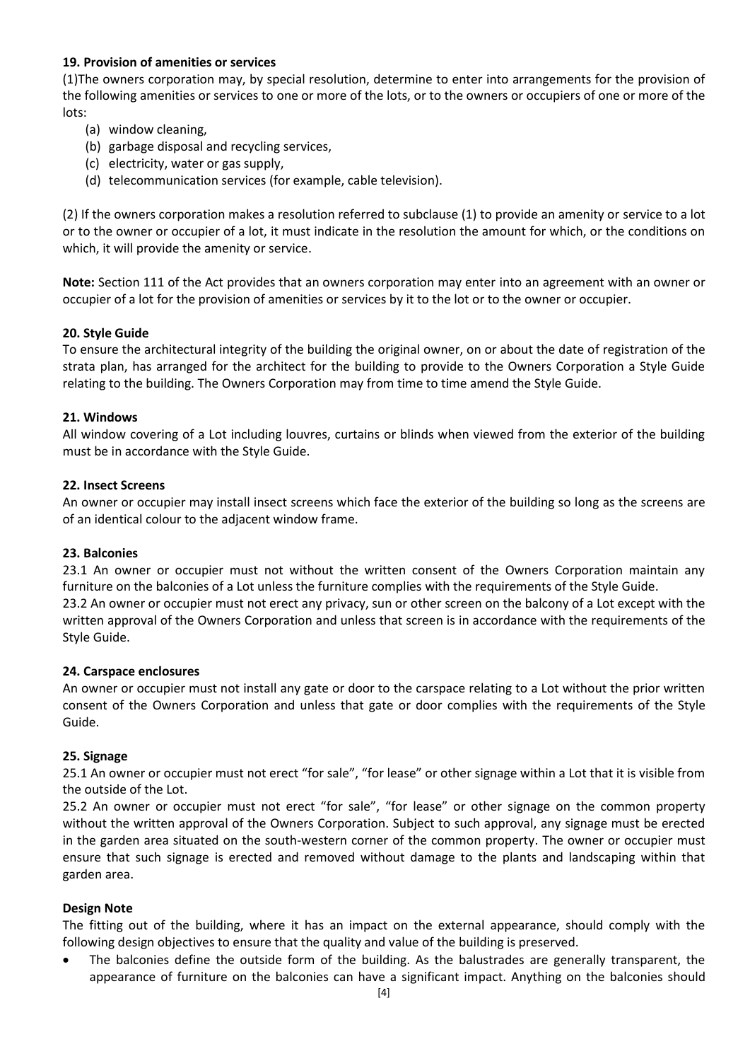### 19. Provision of amenities or services

(1)The owners corporation may, by special resolution, determine to enter into arrangements for the provision of the following amenities or services to one or more of the lots, or to the owners or occupiers of one or more of the lots:

(a) window cleaning,
(b) garbage disposal and recycling services,
(c) electricity, water or gas supply,
(d) telecommunication services (for example, cable television).

(2) If the owners corporation makes a resolution referred to subclause (1) to provide an amenity or service to a lot or to the owner or occupier of a lot, it must indicate in the resolution the amount for which, or the conditions on which, it will provide the amenity or service.

**Note:** Section 111 of the Act provides that an owners corporation may enter into an agreement with an owner or occupier of a lot for the provision of amenities or services by it to the lot or to the owner or occupier.

### 20. Style Guide

To ensure the architectural integrity of the building the original owner, on or about the date of registration of the strata plan, has arranged for the architect for the building to provide to the Owners Corporation a Style Guide relating to the building. The Owners Corporation may from time to time amend the Style Guide.

### 21. Windows

All window covering of a Lot including louvres, curtains or blinds when viewed from the exterior of the building must be in accordance with the Style Guide.

### 22. Insect Screens

An owner or occupier may install insect screens which face the exterior of the building so long as the screens are of an identical colour to the adjacent window frame.

### 23. Balconies

23.1 An owner or occupier must not without the written consent of the Owners Corporation maintain any furniture on the balconies of a Lot unless the furniture complies with the requirements of the Style Guide.
23.2 An owner or occupier must not erect any privacy, sun or other screen on the balcony of a Lot except with the written approval of the Owners Corporation and unless that screen is in accordance with the requirements of the Style Guide.

### 24. Carspace enclosures

An owner or occupier must not install any gate or door to the carspace relating to a Lot without the prior written consent of the Owners Corporation and unless that gate or door complies with the requirements of the Style Guide.

### 25. Signage

25.1 An owner or occupier must not erect "for sale", "for lease" or other signage within a Lot that it is visible from the outside of the Lot.
25.2 An owner or occupier must not erect "for sale", "for lease" or other signage on the common property without the written approval of the Owners Corporation. Subject to such approval, any signage must be erected in the garden area situated on the south-western corner of the common property. The owner or occupier must ensure that such signage is erected and removed without damage to the plants and landscaping within that garden area.

### Design Note

The fitting out of the building, where it has an impact on the external appearance, should comply with the following design objectives to ensure that the quality and value of the building is preserved.

- The balconies define the outside form of the building. As the balustrades are generally transparent, the appearance of furniture on the balconies can have a significant impact. Anything on the balconies should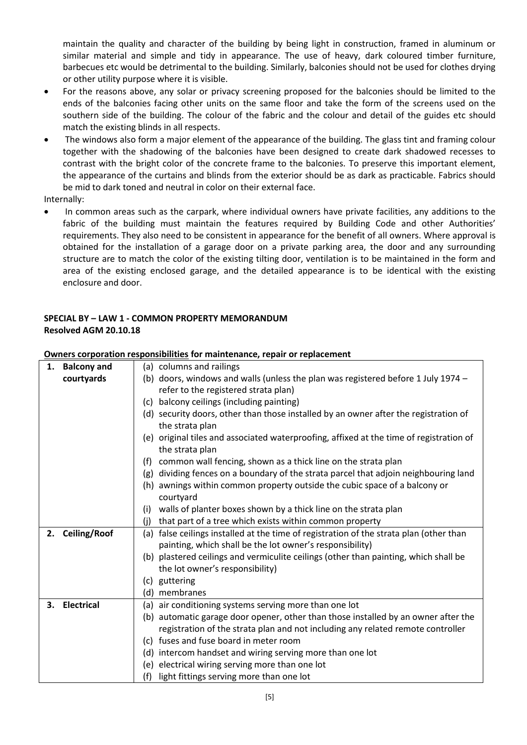maintain the quality and character of the building by being light in construction, framed in aluminum or similar material and simple and tidy in appearance. The use of heavy, dark coloured timber furniture, barbecues etc would be detrimental to the building. Similarly, balconies should not be used for clothes drying or other utility purpose where it is visible.

- For the reasons above, any solar or privacy screening proposed for the balconies should be limited to the ends of the balconies facing other units on the same floor and take the form of the screens used on the southern side of the building. The colour of the fabric and the colour and detail of the guides etc should match the existing blinds in all respects.
- The windows also form a major element of the appearance of the building. The glass tint and framing colour together with the shadowing of the balconies have been designed to create dark shadowed recesses to contrast with the bright color of the concrete frame to the balconies. To preserve this important element, the appearance of the curtains and blinds from the exterior should be as dark as practicable. Fabrics should be mid to dark toned and neutral in color on their external face.

Internally:

- In common areas such as the carpark, where individual owners have private facilities, any additions to the fabric of the building must maintain the features required by Building Code and other Authorities' requirements. They also need to be consistent in appearance for the benefit of all owners. Where approval is obtained for the installation of a garage door on a private parking area, the door and any surrounding structure are to match the color of the existing tilting door, ventilation is to be maintained in the form and area of the existing enclosed garage, and the detailed appearance is to be identical with the existing enclosure and door.

**SPECIAL BY – LAW 1 - COMMON PROPERTY MEMORANDUM**
**Resolved AGM 20.10.18**

**Owners corporation responsibilities for maintenance, repair or replacement**

| | |
|---|---|
| **1. Balcony and courtyards** | (a) columns and railings<br>(b) doors, windows and walls (unless the plan was registered before 1 July 1974 – refer to the registered strata plan)<br>(c) balcony ceilings (including painting)<br>(d) security doors, other than those installed by an owner after the registration of the strata plan<br>(e) original tiles and associated waterproofing, affixed at the time of registration of the strata plan<br>(f) common wall fencing, shown as a thick line on the strata plan<br>(g) dividing fences on a boundary of the strata parcel that adjoin neighbouring land<br>(h) awnings within common property outside the cubic space of a balcony or courtyard<br>(i) walls of planter boxes shown by a thick line on the strata plan<br>(j) that part of a tree which exists within common property |
| **2. Ceiling/Roof** | (a) false ceilings installed at the time of registration of the strata plan (other than painting, which shall be the lot owner's responsibility)<br>(b) plastered ceilings and vermiculite ceilings (other than painting, which shall be the lot owner's responsibility)<br>(c) guttering<br>(d) membranes |
| **3. Electrical** | (a) air conditioning systems serving more than one lot<br>(b) automatic garage door opener, other than those installed by an owner after the registration of the strata plan and not including any related remote controller<br>(c) fuses and fuse board in meter room<br>(d) intercom handset and wiring serving more than one lot<br>(e) electrical wiring serving more than one lot<br>(f) light fittings serving more than one lot |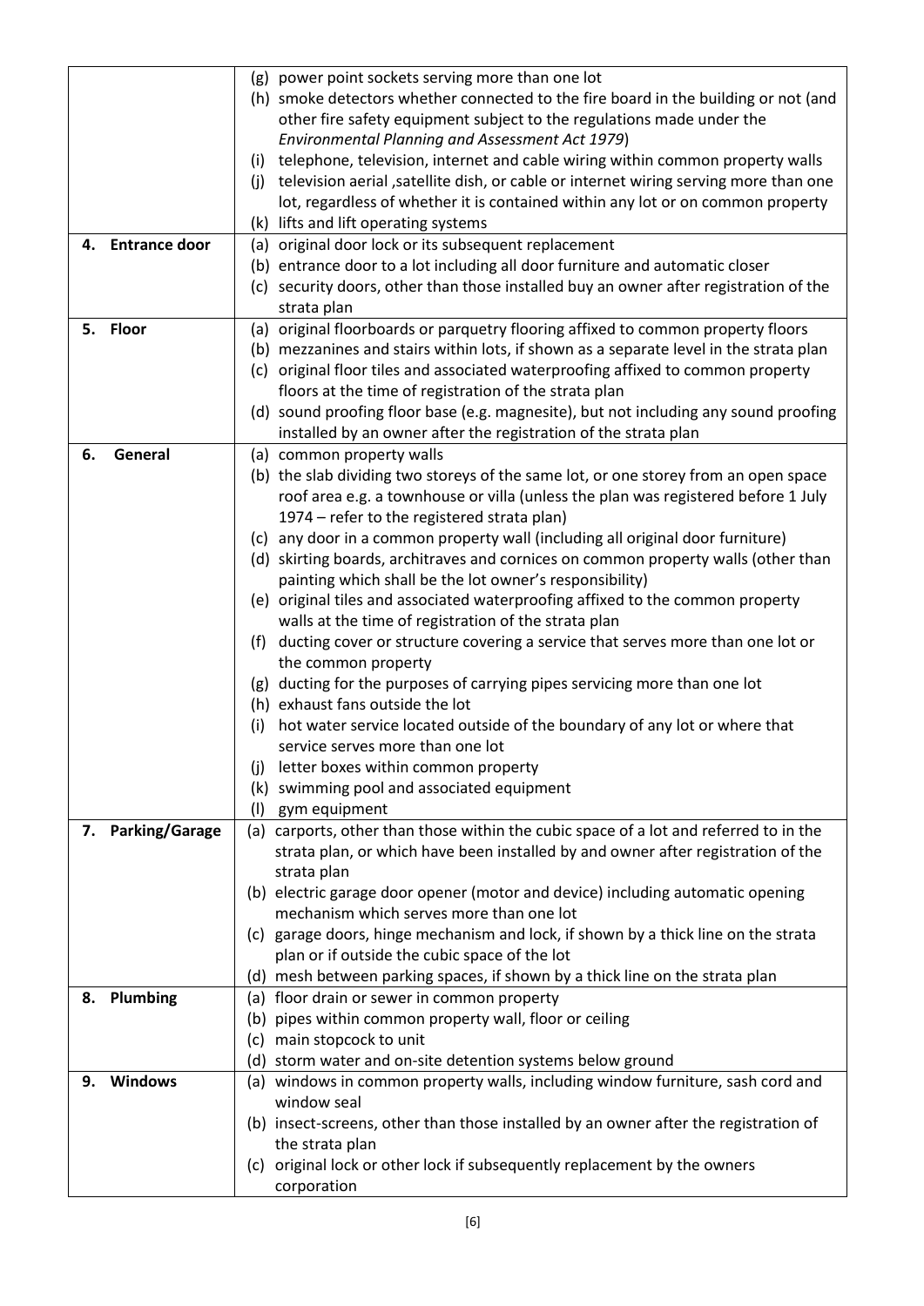| | |
|---|---|
| | (g) power point sockets serving more than one lot<br>(h) smoke detectors whether connected to the fire board in the building or not (and other fire safety equipment subject to the regulations made under the *Environmental Planning and Assessment Act 1979*)<br>(i) telephone, television, internet and cable wiring within common property walls<br>(j) television aerial ,satellite dish, or cable or internet wiring serving more than one lot, regardless of whether it is contained within any lot or on common property<br>(k) lifts and lift operating systems |
| **4. Entrance door** | (a) original door lock or its subsequent replacement<br>(b) entrance door to a lot including all door furniture and automatic closer<br>(c) security doors, other than those installed buy an owner after registration of the strata plan |
| **5. Floor** | (a) original floorboards or parquetry flooring affixed to common property floors<br>(b) mezzanines and stairs within lots, if shown as a separate level in the strata plan<br>(c) original floor tiles and associated waterproofing affixed to common property floors at the time of registration of the strata plan<br>(d) sound proofing floor base (e.g. magnesite), but not including any sound proofing installed by an owner after the registration of the strata plan |
| **6. General** | (a) common property walls<br>(b) the slab dividing two storeys of the same lot, or one storey from an open space roof area e.g. a townhouse or villa (unless the plan was registered before 1 July 1974 – refer to the registered strata plan)<br>(c) any door in a common property wall (including all original door furniture)<br>(d) skirting boards, architraves and cornices on common property walls (other than painting which shall be the lot owner's responsibility)<br>(e) original tiles and associated waterproofing affixed to the common property walls at the time of registration of the strata plan<br>(f) ducting cover or structure covering a service that serves more than one lot or the common property<br>(g) ducting for the purposes of carrying pipes servicing more than one lot<br>(h) exhaust fans outside the lot<br>(i) hot water service located outside of the boundary of any lot or where that service serves more than one lot<br>(j) letter boxes within common property<br>(k) swimming pool and associated equipment<br>(l) gym equipment |
| **7. Parking/Garage** | (a) carports, other than those within the cubic space of a lot and referred to in the strata plan, or which have been installed by and owner after registration of the strata plan<br>(b) electric garage door opener (motor and device) including automatic opening mechanism which serves more than one lot<br>(c) garage doors, hinge mechanism and lock, if shown by a thick line on the strata plan or if outside the cubic space of the lot<br>(d) mesh between parking spaces, if shown by a thick line on the strata plan |
| **8. Plumbing** | (a) floor drain or sewer in common property<br>(b) pipes within common property wall, floor or ceiling<br>(c) main stopcock to unit<br>(d) storm water and on-site detention systems below ground |
| **9. Windows** | (a) windows in common property walls, including window furniture, sash cord and window seal<br>(b) insect-screens, other than those installed by an owner after the registration of the strata plan<br>(c) original lock or other lock if subsequently replacement by the owners corporation |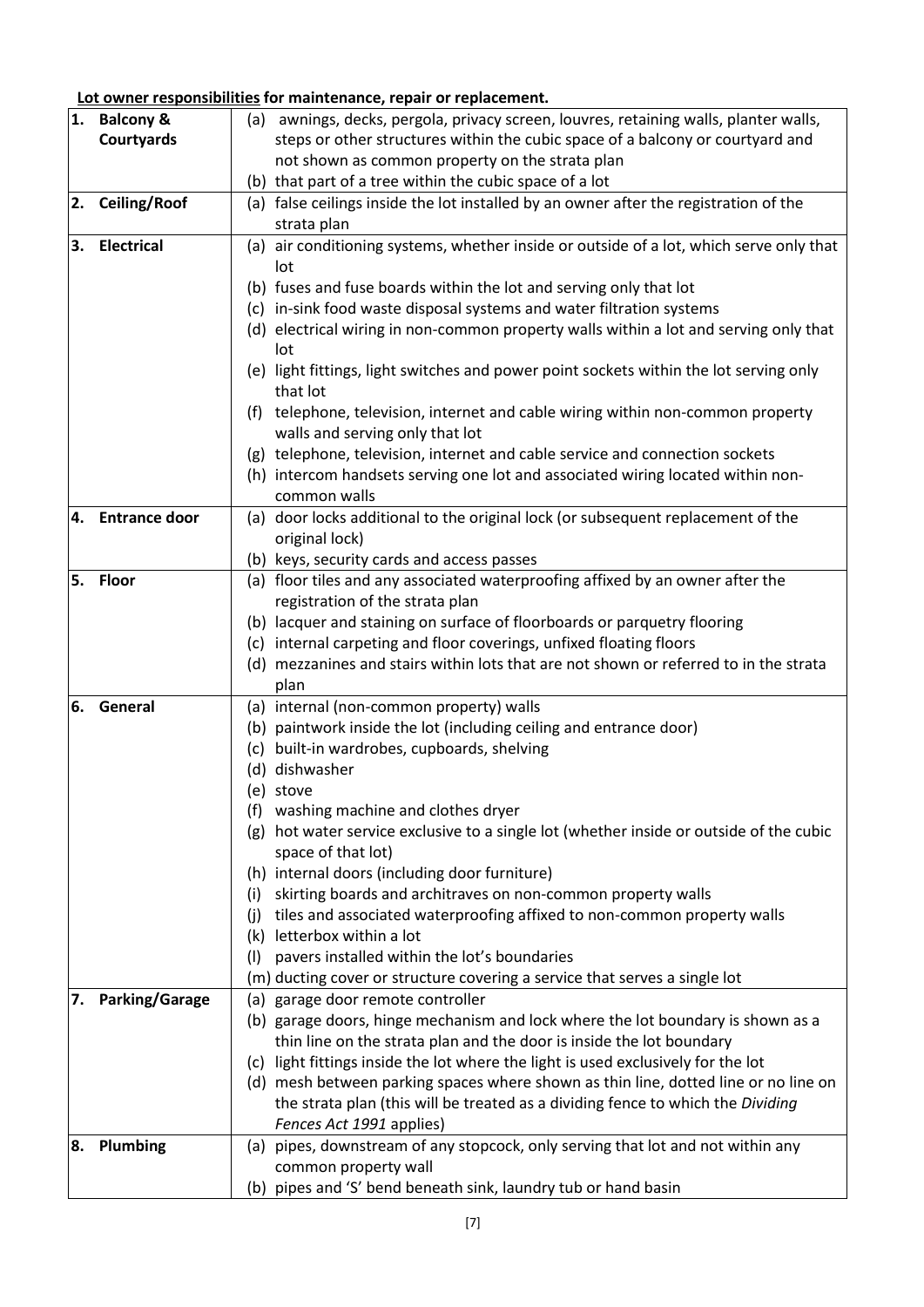**<u>Lot owner responsibilities</u> for maintenance, repair or replacement.**

| | |
|---|---|
| **1. Balcony & Courtyards** | (a) awnings, decks, pergola, privacy screen, louvres, retaining walls, planter walls, steps or other structures within the cubic space of a balcony or courtyard and not shown as common property on the strata plan<br>(b) that part of a tree within the cubic space of a lot |
| **2. Ceiling/Roof** | (a) false ceilings inside the lot installed by an owner after the registration of the strata plan |
| **3. Electrical** | (a) air conditioning systems, whether inside or outside of a lot, which serve only that lot<br>(b) fuses and fuse boards within the lot and serving only that lot<br>(c) in-sink food waste disposal systems and water filtration systems<br>(d) electrical wiring in non-common property walls within a lot and serving only that lot<br>(e) light fittings, light switches and power point sockets within the lot serving only that lot<br>(f) telephone, television, internet and cable wiring within non-common property walls and serving only that lot<br>(g) telephone, television, internet and cable service and connection sockets<br>(h) intercom handsets serving one lot and associated wiring located within non-common walls |
| **4. Entrance door** | (a) door locks additional to the original lock (or subsequent replacement of the original lock)<br>(b) keys, security cards and access passes |
| **5. Floor** | (a) floor tiles and any associated waterproofing affixed by an owner after the registration of the strata plan<br>(b) lacquer and staining on surface of floorboards or parquetry flooring<br>(c) internal carpeting and floor coverings, unfixed floating floors<br>(d) mezzanines and stairs within lots that are not shown or referred to in the strata plan |
| **6. General** | (a) internal (non-common property) walls<br>(b) paintwork inside the lot (including ceiling and entrance door)<br>(c) built-in wardrobes, cupboards, shelving<br>(d) dishwasher<br>(e) stove<br>(f) washing machine and clothes dryer<br>(g) hot water service exclusive to a single lot (whether inside or outside of the cubic space of that lot)<br>(h) internal doors (including door furniture)<br>(i) skirting boards and architraves on non-common property walls<br>(j) tiles and associated waterproofing affixed to non-common property walls<br>(k) letterbox within a lot<br>(l) pavers installed within the lot's boundaries<br>(m) ducting cover or structure covering a service that serves a single lot |
| **7. Parking/Garage** | (a) garage door remote controller<br>(b) garage doors, hinge mechanism and lock where the lot boundary is shown as a thin line on the strata plan and the door is inside the lot boundary<br>(c) light fittings inside the lot where the light is used exclusively for the lot<br>(d) mesh between parking spaces where shown as thin line, dotted line or no line on the strata plan (this will be treated as a dividing fence to which the *Dividing Fences Act 1991* applies) |
| **8. Plumbing** | (a) pipes, downstream of any stopcock, only serving that lot and not within any common property wall<br>(b) pipes and 'S' bend beneath sink, laundry tub or hand basin |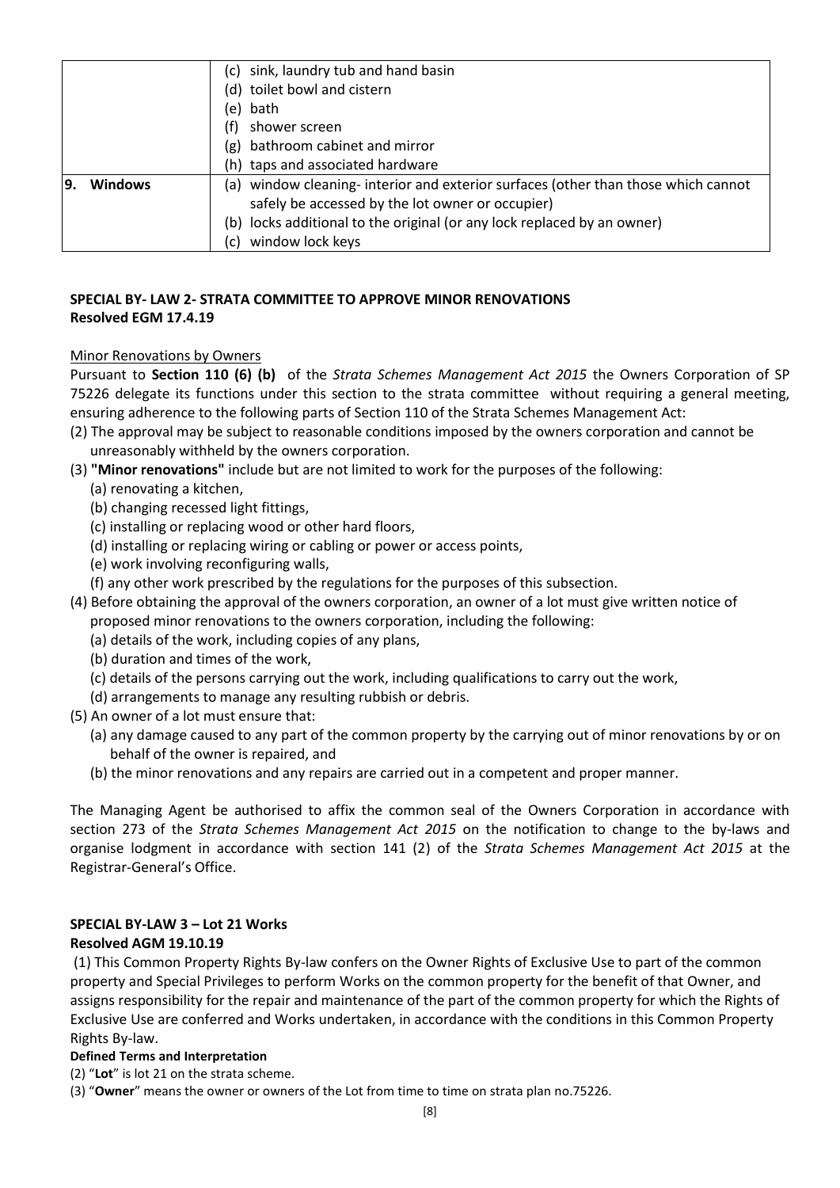| | |
|---|---|
| | (c) sink, laundry tub and hand basin<br>(d) toilet bowl and cistern<br>(e) bath<br>(f) shower screen<br>(g) bathroom cabinet and mirror<br>(h) taps and associated hardware |
| **9. Windows** | (a) window cleaning- interior and exterior surfaces (other than those which cannot safely be accessed by the lot owner or occupier)<br>(b) locks additional to the original (or any lock replaced by an owner)<br>(c) window lock keys |

**SPECIAL BY- LAW 2- STRATA COMMITTEE TO APPROVE MINOR RENOVATIONS**
**Resolved EGM 17.4.19**

Minor Renovations by Owners

Pursuant to **Section 110 (6) (b)** of the *Strata Schemes Management Act 2015* the Owners Corporation of SP 75226 delegate its functions under this section to the strata committee without requiring a general meeting, ensuring adherence to the following parts of Section 110 of the Strata Schemes Management Act:

(2) The approval may be subject to reasonable conditions imposed by the owners corporation and cannot be unreasonably withheld by the owners corporation.

(3) **"Minor renovations"** include but are not limited to work for the purposes of the following:
- (a) renovating a kitchen,
- (b) changing recessed light fittings,
- (c) installing or replacing wood or other hard floors,
- (d) installing or replacing wiring or cabling or power or access points,
- (e) work involving reconfiguring walls,
- (f) any other work prescribed by the regulations for the purposes of this subsection.

(4) Before obtaining the approval of the owners corporation, an owner of a lot must give written notice of proposed minor renovations to the owners corporation, including the following:
- (a) details of the work, including copies of any plans,
- (b) duration and times of the work,
- (c) details of the persons carrying out the work, including qualifications to carry out the work,
- (d) arrangements to manage any resulting rubbish or debris.

(5) An owner of a lot must ensure that:
- (a) any damage caused to any part of the common property by the carrying out of minor renovations by or on behalf of the owner is repaired, and
- (b) the minor renovations and any repairs are carried out in a competent and proper manner.

The Managing Agent be authorised to affix the common seal of the Owners Corporation in accordance with section 273 of the *Strata Schemes Management Act 2015* on the notification to change to the by-laws and organise lodgment in accordance with section 141 (2) of the *Strata Schemes Management Act 2015* at the Registrar-General's Office.

**SPECIAL BY-LAW 3 – Lot 21 Works**
**Resolved AGM 19.10.19**

(1) This Common Property Rights By-law confers on the Owner Rights of Exclusive Use to part of the common property and Special Privileges to perform Works on the common property for the benefit of that Owner, and assigns responsibility for the repair and maintenance of the part of the common property for which the Rights of Exclusive Use are conferred and Works undertaken, in accordance with the conditions in this Common Property Rights By-law.

**Defined Terms and Interpretation**

(2) "**Lot**" is lot 21 on the strata scheme.

(3) "**Owner**" means the owner or owners of the Lot from time to time on strata plan no.75226.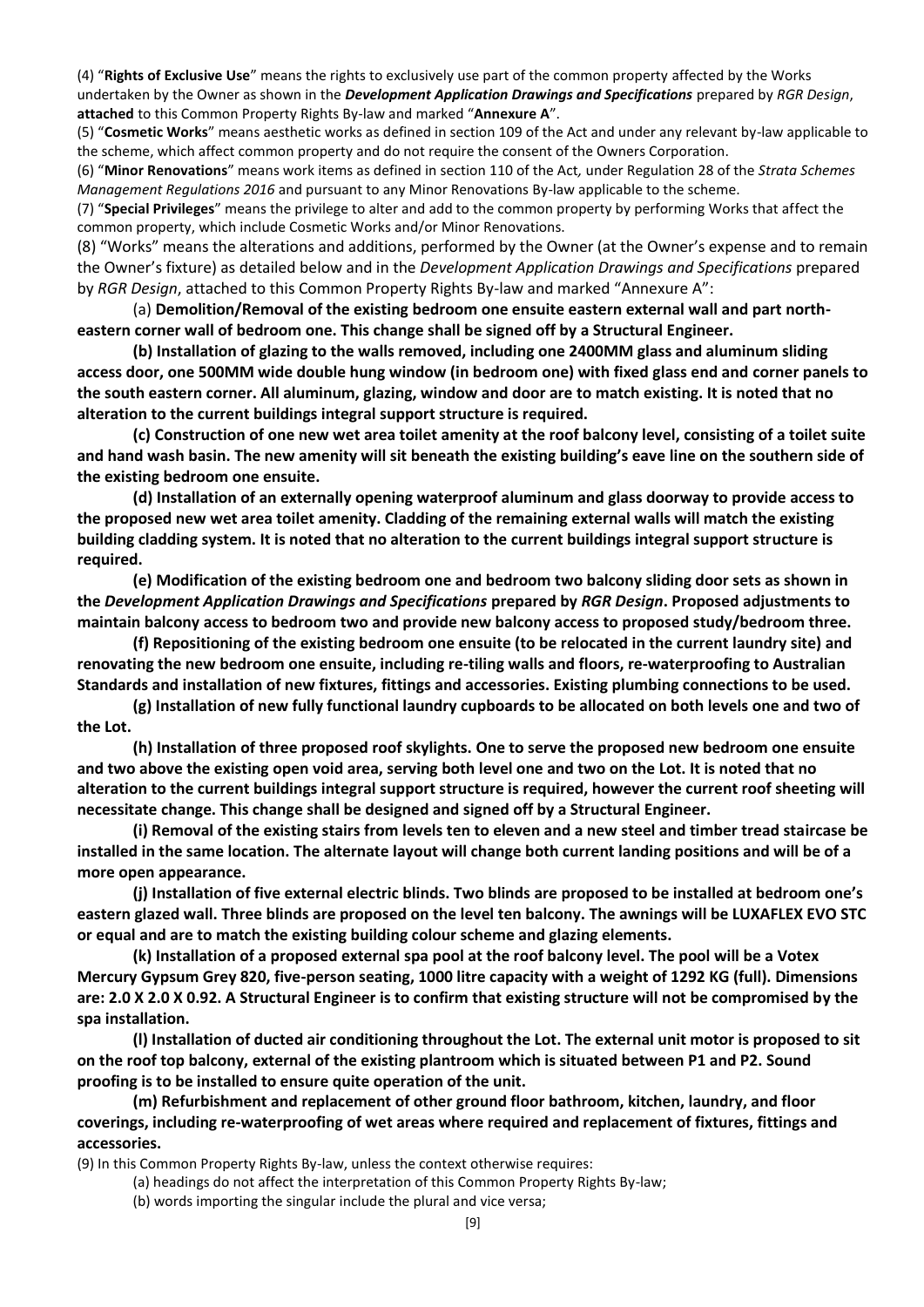(4) "**Rights of Exclusive Use**" means the rights to exclusively use part of the common property affected by the Works undertaken by the Owner as shown in the ***Development Application Drawings and Specifications*** prepared by *RGR Design*, **attached** to this Common Property Rights By-law and marked "**Annexure A**".

(5) "**Cosmetic Works**" means aesthetic works as defined in section 109 of the Act and under any relevant by-law applicable to the scheme, which affect common property and do not require the consent of the Owners Corporation.

(6) "**Minor Renovations**" means work items as defined in section 110 of the Act, under Regulation 28 of the *Strata Schemes Management Regulations 2016* and pursuant to any Minor Renovations By-law applicable to the scheme.

(7) "**Special Privileges**" means the privilege to alter and add to the common property by performing Works that affect the common property, which include Cosmetic Works and/or Minor Renovations.

(8) "Works" means the alterations and additions, performed by the Owner (at the Owner's expense and to remain the Owner's fixture) as detailed below and in the *Development Application Drawings and Specifications* prepared by *RGR Design*, attached to this Common Property Rights By-law and marked "Annexure A":

(a) **Demolition/Removal of the existing bedroom one ensuite eastern external wall and part north-eastern corner wall of bedroom one. This change shall be signed off by a Structural Engineer.**

**(b) Installation of glazing to the walls removed, including one 2400MM glass and aluminum sliding access door, one 500MM wide double hung window (in bedroom one) with fixed glass end and corner panels to the south eastern corner. All aluminum, glazing, window and door are to match existing. It is noted that no alteration to the current buildings integral support structure is required.**

**(c) Construction of one new wet area toilet amenity at the roof balcony level, consisting of a toilet suite and hand wash basin. The new amenity will sit beneath the existing building's eave line on the southern side of the existing bedroom one ensuite.**

**(d) Installation of an externally opening waterproof aluminum and glass doorway to provide access to the proposed new wet area toilet amenity. Cladding of the remaining external walls will match the existing building cladding system. It is noted that no alteration to the current buildings integral support structure is required.**

**(e) Modification of the existing bedroom one and bedroom two balcony sliding door sets as shown in the *Development Application Drawings and Specifications* prepared by *RGR Design*. Proposed adjustments to maintain balcony access to bedroom two and provide new balcony access to proposed study/bedroom three.**

**(f) Repositioning of the existing bedroom one ensuite (to be relocated in the current laundry site) and renovating the new bedroom one ensuite, including re-tiling walls and floors, re-waterproofing to Australian Standards and installation of new fixtures, fittings and accessories. Existing plumbing connections to be used.**

**(g) Installation of new fully functional laundry cupboards to be allocated on both levels one and two of the Lot.**

**(h) Installation of three proposed roof skylights. One to serve the proposed new bedroom one ensuite and two above the existing open void area, serving both level one and two on the Lot. It is noted that no alteration to the current buildings integral support structure is required, however the current roof sheeting will necessitate change. This change shall be designed and signed off by a Structural Engineer.**

**(i) Removal of the existing stairs from levels ten to eleven and a new steel and timber tread staircase be installed in the same location. The alternate layout will change both current landing positions and will be of a more open appearance.**

**(j) Installation of five external electric blinds. Two blinds are proposed to be installed at bedroom one's eastern glazed wall. Three blinds are proposed on the level ten balcony. The awnings will be LUXAFLEX EVO STC or equal and are to match the existing building colour scheme and glazing elements.**

**(k) Installation of a proposed external spa pool at the roof balcony level. The pool will be a Votex Mercury Gypsum Grey 820, five-person seating, 1000 litre capacity with a weight of 1292 KG (full). Dimensions are: 2.0 X 2.0 X 0.92. A Structural Engineer is to confirm that existing structure will not be compromised by the spa installation.**

**(l) Installation of ducted air conditioning throughout the Lot. The external unit motor is proposed to sit on the roof top balcony, external of the existing plantroom which is situated between P1 and P2. Sound proofing is to be installed to ensure quite operation of the unit.**

**(m) Refurbishment and replacement of other ground floor bathroom, kitchen, laundry, and floor coverings, including re-waterproofing of wet areas where required and replacement of fixtures, fittings and accessories.**

(9) In this Common Property Rights By-law, unless the context otherwise requires:

(a) headings do not affect the interpretation of this Common Property Rights By-law;

(b) words importing the singular include the plural and vice versa;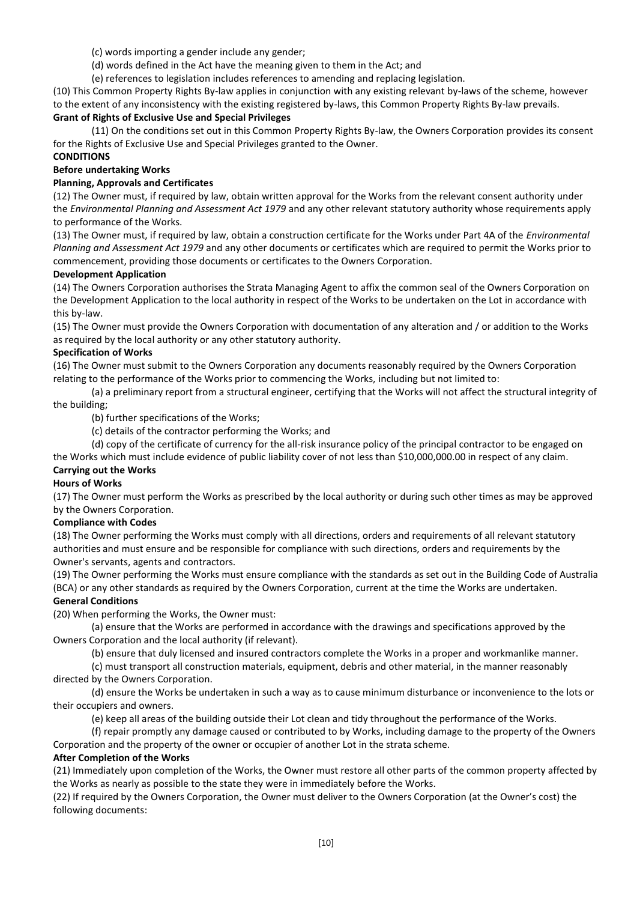(c) words importing a gender include any gender;

(d) words defined in the Act have the meaning given to them in the Act; and

(e) references to legislation includes references to amending and replacing legislation.

(10) This Common Property Rights By-law applies in conjunction with any existing relevant by-laws of the scheme, however to the extent of any inconsistency with the existing registered by-laws, this Common Property Rights By-law prevails.

**Grant of Rights of Exclusive Use and Special Privileges**

(11) On the conditions set out in this Common Property Rights By-law, the Owners Corporation provides its consent for the Rights of Exclusive Use and Special Privileges granted to the Owner.

**CONDITIONS**

**Before undertaking Works**

**Planning, Approvals and Certificates**

(12) The Owner must, if required by law, obtain written approval for the Works from the relevant consent authority under the *Environmental Planning and Assessment Act 1979* and any other relevant statutory authority whose requirements apply to performance of the Works.

(13) The Owner must, if required by law, obtain a construction certificate for the Works under Part 4A of the *Environmental Planning and Assessment Act 1979* and any other documents or certificates which are required to permit the Works prior to commencement, providing those documents or certificates to the Owners Corporation.

**Development Application**

(14) The Owners Corporation authorises the Strata Managing Agent to affix the common seal of the Owners Corporation on the Development Application to the local authority in respect of the Works to be undertaken on the Lot in accordance with this by-law.

(15) The Owner must provide the Owners Corporation with documentation of any alteration and / or addition to the Works as required by the local authority or any other statutory authority.

**Specification of Works**

(16) The Owner must submit to the Owners Corporation any documents reasonably required by the Owners Corporation relating to the performance of the Works prior to commencing the Works, including but not limited to:

(a) a preliminary report from a structural engineer, certifying that the Works will not affect the structural integrity of the building;

(b) further specifications of the Works;

(c) details of the contractor performing the Works; and

(d) copy of the certificate of currency for the all-risk insurance policy of the principal contractor to be engaged on the Works which must include evidence of public liability cover of not less than $10,000,000.00 in respect of any claim.

**Carrying out the Works**

**Hours of Works**

(17) The Owner must perform the Works as prescribed by the local authority or during such other times as may be approved by the Owners Corporation.

**Compliance with Codes**

(18) The Owner performing the Works must comply with all directions, orders and requirements of all relevant statutory authorities and must ensure and be responsible for compliance with such directions, orders and requirements by the Owner's servants, agents and contractors.

(19) The Owner performing the Works must ensure compliance with the standards as set out in the Building Code of Australia (BCA) or any other standards as required by the Owners Corporation, current at the time the Works are undertaken.

**General Conditions**

(20) When performing the Works, the Owner must:

(a) ensure that the Works are performed in accordance with the drawings and specifications approved by the Owners Corporation and the local authority (if relevant).

(b) ensure that duly licensed and insured contractors complete the Works in a proper and workmanlike manner.

(c) must transport all construction materials, equipment, debris and other material, in the manner reasonably directed by the Owners Corporation.

(d) ensure the Works be undertaken in such a way as to cause minimum disturbance or inconvenience to the lots or their occupiers and owners.

(e) keep all areas of the building outside their Lot clean and tidy throughout the performance of the Works.

(f) repair promptly any damage caused or contributed to by Works, including damage to the property of the Owners Corporation and the property of the owner or occupier of another Lot in the strata scheme.

**After Completion of the Works**

(21) Immediately upon completion of the Works, the Owner must restore all other parts of the common property affected by the Works as nearly as possible to the state they were in immediately before the Works.

(22) If required by the Owners Corporation, the Owner must deliver to the Owners Corporation (at the Owner's cost) the following documents: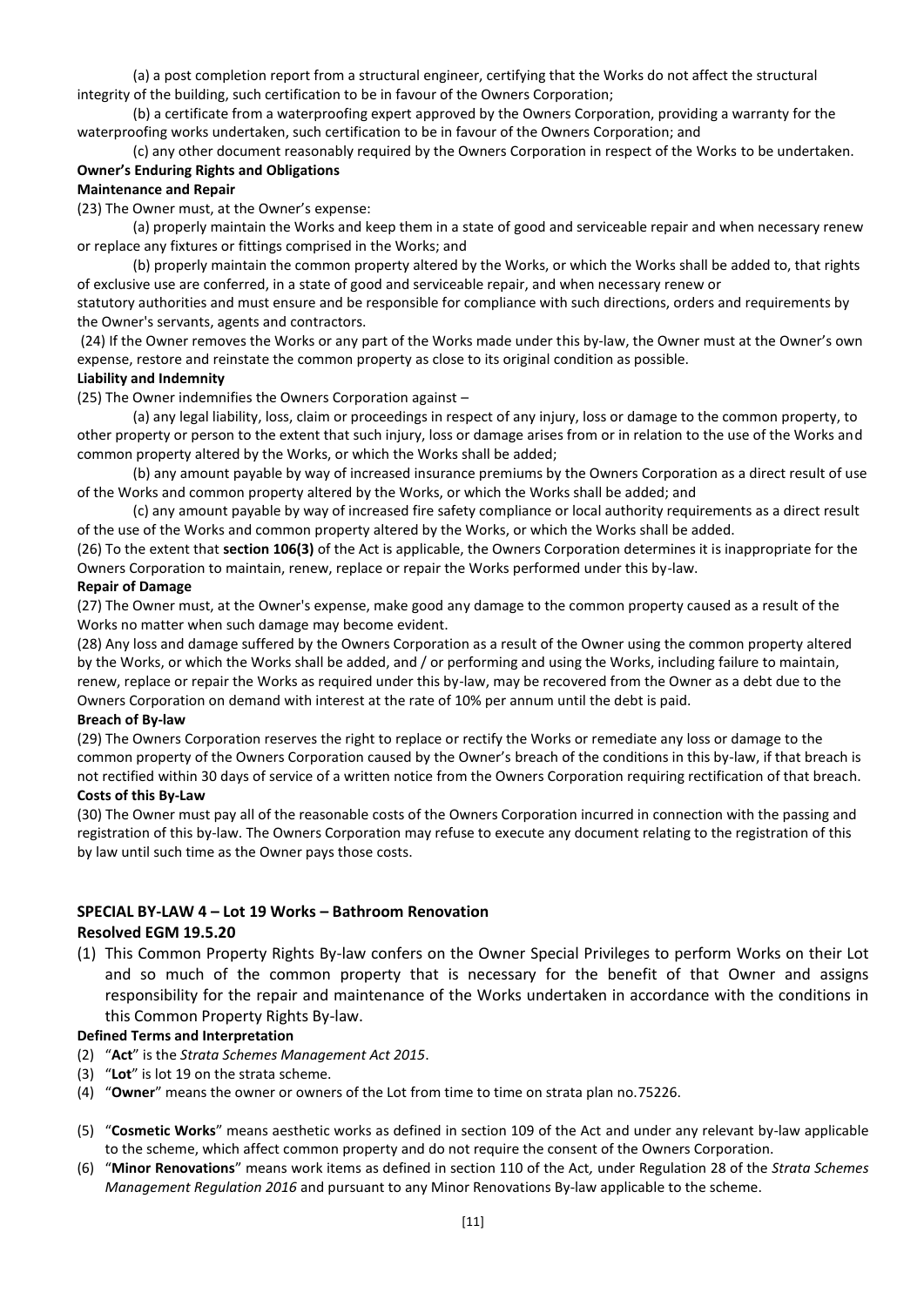(a) a post completion report from a structural engineer, certifying that the Works do not affect the structural integrity of the building, such certification to be in favour of the Owners Corporation;

(b) a certificate from a waterproofing expert approved by the Owners Corporation, providing a warranty for the waterproofing works undertaken, such certification to be in favour of the Owners Corporation; and

(c) any other document reasonably required by the Owners Corporation in respect of the Works to be undertaken.

**Owner's Enduring Rights and Obligations**

**Maintenance and Repair**

(23) The Owner must, at the Owner's expense:

(a) properly maintain the Works and keep them in a state of good and serviceable repair and when necessary renew or replace any fixtures or fittings comprised in the Works; and

(b) properly maintain the common property altered by the Works, or which the Works shall be added to, that rights of exclusive use are conferred, in a state of good and serviceable repair, and when necessary renew or statutory authorities and must ensure and be responsible for compliance with such directions, orders and requirements by the Owner's servants, agents and contractors.

(24) If the Owner removes the Works or any part of the Works made under this by-law, the Owner must at the Owner's own expense, restore and reinstate the common property as close to its original condition as possible.

**Liability and Indemnity**

(25) The Owner indemnifies the Owners Corporation against –

(a) any legal liability, loss, claim or proceedings in respect of any injury, loss or damage to the common property, to other property or person to the extent that such injury, loss or damage arises from or in relation to the use of the Works and common property altered by the Works, or which the Works shall be added;

(b) any amount payable by way of increased insurance premiums by the Owners Corporation as a direct result of use of the Works and common property altered by the Works, or which the Works shall be added; and

(c) any amount payable by way of increased fire safety compliance or local authority requirements as a direct result of the use of the Works and common property altered by the Works, or which the Works shall be added.

(26) To the extent that **section 106(3)** of the Act is applicable, the Owners Corporation determines it is inappropriate for the Owners Corporation to maintain, renew, replace or repair the Works performed under this by-law.

**Repair of Damage**

(27) The Owner must, at the Owner's expense, make good any damage to the common property caused as a result of the Works no matter when such damage may become evident.

(28) Any loss and damage suffered by the Owners Corporation as a result of the Owner using the common property altered by the Works, or which the Works shall be added, and / or performing and using the Works, including failure to maintain, renew, replace or repair the Works as required under this by-law, may be recovered from the Owner as a debt due to the Owners Corporation on demand with interest at the rate of 10% per annum until the debt is paid.

**Breach of By-law**

(29) The Owners Corporation reserves the right to replace or rectify the Works or remediate any loss or damage to the common property of the Owners Corporation caused by the Owner's breach of the conditions in this by-law, if that breach is not rectified within 30 days of service of a written notice from the Owners Corporation requiring rectification of that breach.

**Costs of this By-Law**

(30) The Owner must pay all of the reasonable costs of the Owners Corporation incurred in connection with the passing and registration of this by-law. The Owners Corporation may refuse to execute any document relating to the registration of this by law until such time as the Owner pays those costs.

## SPECIAL BY-LAW 4 – Lot 19 Works – Bathroom Renovation

**Resolved EGM 19.5.20**

(1) This Common Property Rights By-law confers on the Owner Special Privileges to perform Works on their Lot and so much of the common property that is necessary for the benefit of that Owner and assigns responsibility for the repair and maintenance of the Works undertaken in accordance with the conditions in this Common Property Rights By-law.

**Defined Terms and Interpretation**

(2) "**Act**" is the *Strata Schemes Management Act 2015*.

(3) "**Lot**" is lot 19 on the strata scheme.

(4) "**Owner**" means the owner or owners of the Lot from time to time on strata plan no.75226.

(5) "**Cosmetic Works**" means aesthetic works as defined in section 109 of the Act and under any relevant by-law applicable to the scheme, which affect common property and do not require the consent of the Owners Corporation.

(6) "**Minor Renovations**" means work items as defined in section 110 of the Act*,* under Regulation 28 of the *Strata Schemes Management Regulation 2016* and pursuant to any Minor Renovations By-law applicable to the scheme.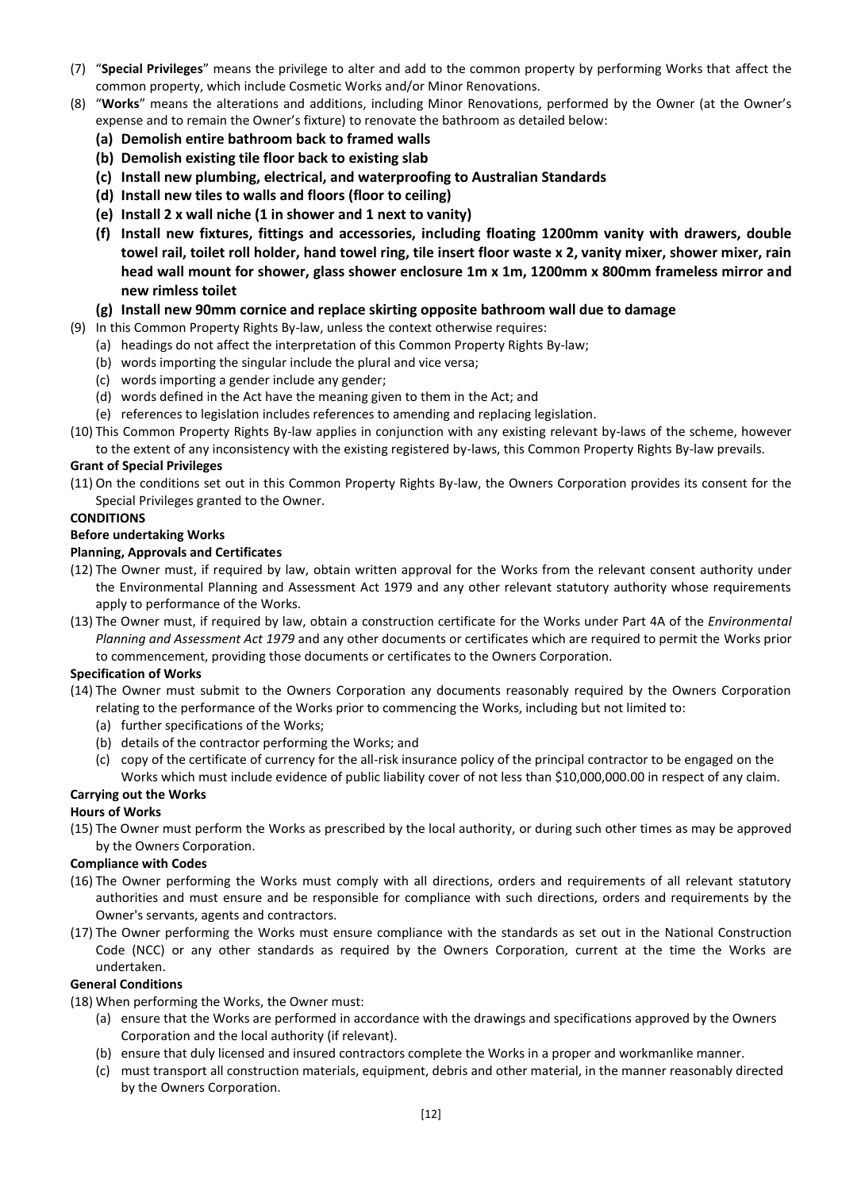(7) "**Special Privileges**" means the privilege to alter and add to the common property by performing Works that affect the common property, which include Cosmetic Works and/or Minor Renovations.

(8) "**Works**" means the alterations and additions, including Minor Renovations, performed by the Owner (at the Owner's expense and to remain the Owner's fixture) to renovate the bathroom as detailed below:

   **(a) Demolish entire bathroom back to framed walls**

   **(b) Demolish existing tile floor back to existing slab**

   **(c) Install new plumbing, electrical, and waterproofing to Australian Standards**

   **(d) Install new tiles to walls and floors (floor to ceiling)**

   **(e) Install 2 x wall niche (1 in shower and 1 next to vanity)**

   **(f) Install new fixtures, fittings and accessories, including floating 1200mm vanity with drawers, double towel rail, toilet roll holder, hand towel ring, tile insert floor waste x 2, vanity mixer, shower mixer, rain head wall mount for shower, glass shower enclosure 1m x 1m, 1200mm x 800mm frameless mirror and new rimless toilet**

   **(g) Install new 90mm cornice and replace skirting opposite bathroom wall due to damage**

(9) In this Common Property Rights By-law, unless the context otherwise requires:

   (a) headings do not affect the interpretation of this Common Property Rights By-law;

   (b) words importing the singular include the plural and vice versa;

   (c) words importing a gender include any gender;

   (d) words defined in the Act have the meaning given to them in the Act; and

   (e) references to legislation includes references to amending and replacing legislation.

(10) This Common Property Rights By-law applies in conjunction with any existing relevant by-laws of the scheme, however to the extent of any inconsistency with the existing registered by-laws, this Common Property Rights By-law prevails.

**Grant of Special Privileges**

(11) On the conditions set out in this Common Property Rights By-law, the Owners Corporation provides its consent for the Special Privileges granted to the Owner.

**CONDITIONS**

**Before undertaking Works**

**Planning, Approvals and Certificates**

(12) The Owner must, if required by law, obtain written approval for the Works from the relevant consent authority under the Environmental Planning and Assessment Act 1979 and any other relevant statutory authority whose requirements apply to performance of the Works.

(13) The Owner must, if required by law, obtain a construction certificate for the Works under Part 4A of the *Environmental Planning and Assessment Act 1979* and any other documents or certificates which are required to permit the Works prior to commencement, providing those documents or certificates to the Owners Corporation.

**Specification of Works**

(14) The Owner must submit to the Owners Corporation any documents reasonably required by the Owners Corporation relating to the performance of the Works prior to commencing the Works, including but not limited to:

   (a) further specifications of the Works;

   (b) details of the contractor performing the Works; and

   (c) copy of the certificate of currency for the all-risk insurance policy of the principal contractor to be engaged on the Works which must include evidence of public liability cover of not less than $10,000,000.00 in respect of any claim.

**Carrying out the Works**

**Hours of Works**

(15) The Owner must perform the Works as prescribed by the local authority, or during such other times as may be approved by the Owners Corporation.

**Compliance with Codes**

(16) The Owner performing the Works must comply with all directions, orders and requirements of all relevant statutory authorities and must ensure and be responsible for compliance with such directions, orders and requirements by the Owner's servants, agents and contractors.

(17) The Owner performing the Works must ensure compliance with the standards as set out in the National Construction Code (NCC) or any other standards as required by the Owners Corporation, current at the time the Works are undertaken.

**General Conditions**

(18) When performing the Works, the Owner must:

   (a) ensure that the Works are performed in accordance with the drawings and specifications approved by the Owners Corporation and the local authority (if relevant).

   (b) ensure that duly licensed and insured contractors complete the Works in a proper and workmanlike manner.

   (c) must transport all construction materials, equipment, debris and other material, in the manner reasonably directed by the Owners Corporation.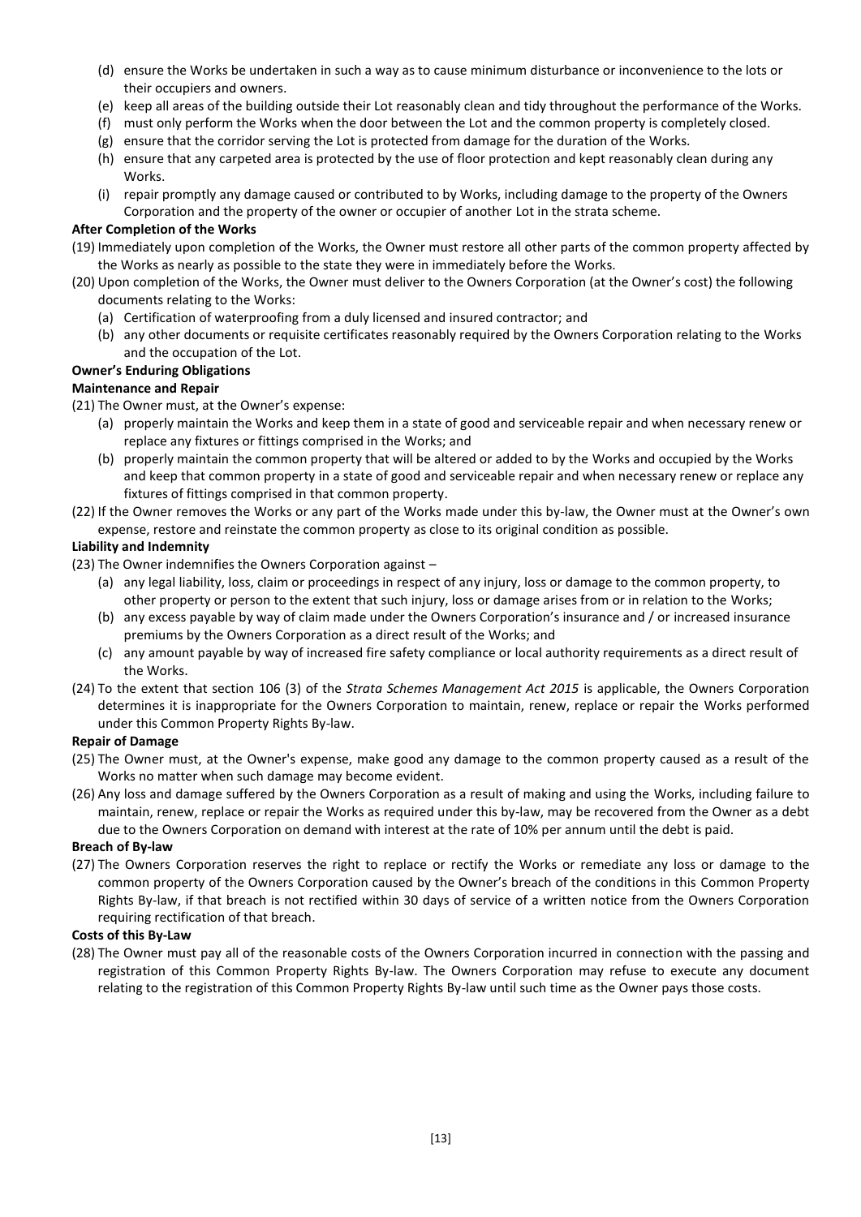(d) ensure the Works be undertaken in such a way as to cause minimum disturbance or inconvenience to the lots or their occupiers and owners.
(e) keep all areas of the building outside their Lot reasonably clean and tidy throughout the performance of the Works.
(f) must only perform the Works when the door between the Lot and the common property is completely closed.
(g) ensure that the corridor serving the Lot is protected from damage for the duration of the Works.
(h) ensure that any carpeted area is protected by the use of floor protection and kept reasonably clean during any Works.
(i) repair promptly any damage caused or contributed to by Works, including damage to the property of the Owners Corporation and the property of the owner or occupier of another Lot in the strata scheme.

**After Completion of the Works**

(19) Immediately upon completion of the Works, the Owner must restore all other parts of the common property affected by the Works as nearly as possible to the state they were in immediately before the Works.

(20) Upon completion of the Works, the Owner must deliver to the Owners Corporation (at the Owner's cost) the following documents relating to the Works:
(a) Certification of waterproofing from a duly licensed and insured contractor; and
(b) any other documents or requisite certificates reasonably required by the Owners Corporation relating to the Works and the occupation of the Lot.

**Owner's Enduring Obligations**

**Maintenance and Repair**

(21) The Owner must, at the Owner's expense:
(a) properly maintain the Works and keep them in a state of good and serviceable repair and when necessary renew or replace any fixtures or fittings comprised in the Works; and
(b) properly maintain the common property that will be altered or added to by the Works and occupied by the Works and keep that common property in a state of good and serviceable repair and when necessary renew or replace any fixtures of fittings comprised in that common property.

(22) If the Owner removes the Works or any part of the Works made under this by-law, the Owner must at the Owner's own expense, restore and reinstate the common property as close to its original condition as possible.

**Liability and Indemnity**

(23) The Owner indemnifies the Owners Corporation against –
(a) any legal liability, loss, claim or proceedings in respect of any injury, loss or damage to the common property, to other property or person to the extent that such injury, loss or damage arises from or in relation to the Works;
(b) any excess payable by way of claim made under the Owners Corporation's insurance and / or increased insurance premiums by the Owners Corporation as a direct result of the Works; and
(c) any amount payable by way of increased fire safety compliance or local authority requirements as a direct result of the Works.

(24) To the extent that section 106 (3) of the *Strata Schemes Management Act 2015* is applicable, the Owners Corporation determines it is inappropriate for the Owners Corporation to maintain, renew, replace or repair the Works performed under this Common Property Rights By-law.

**Repair of Damage**

(25) The Owner must, at the Owner's expense, make good any damage to the common property caused as a result of the Works no matter when such damage may become evident.

(26) Any loss and damage suffered by the Owners Corporation as a result of making and using the Works, including failure to maintain, renew, replace or repair the Works as required under this by-law, may be recovered from the Owner as a debt due to the Owners Corporation on demand with interest at the rate of 10% per annum until the debt is paid.

**Breach of By-law**

(27) The Owners Corporation reserves the right to replace or rectify the Works or remediate any loss or damage to the common property of the Owners Corporation caused by the Owner's breach of the conditions in this Common Property Rights By-law, if that breach is not rectified within 30 days of service of a written notice from the Owners Corporation requiring rectification of that breach.

**Costs of this By-Law**

(28) The Owner must pay all of the reasonable costs of the Owners Corporation incurred in connection with the passing and registration of this Common Property Rights By-law. The Owners Corporation may refuse to execute any document relating to the registration of this Common Property Rights By-law until such time as the Owner pays those costs.